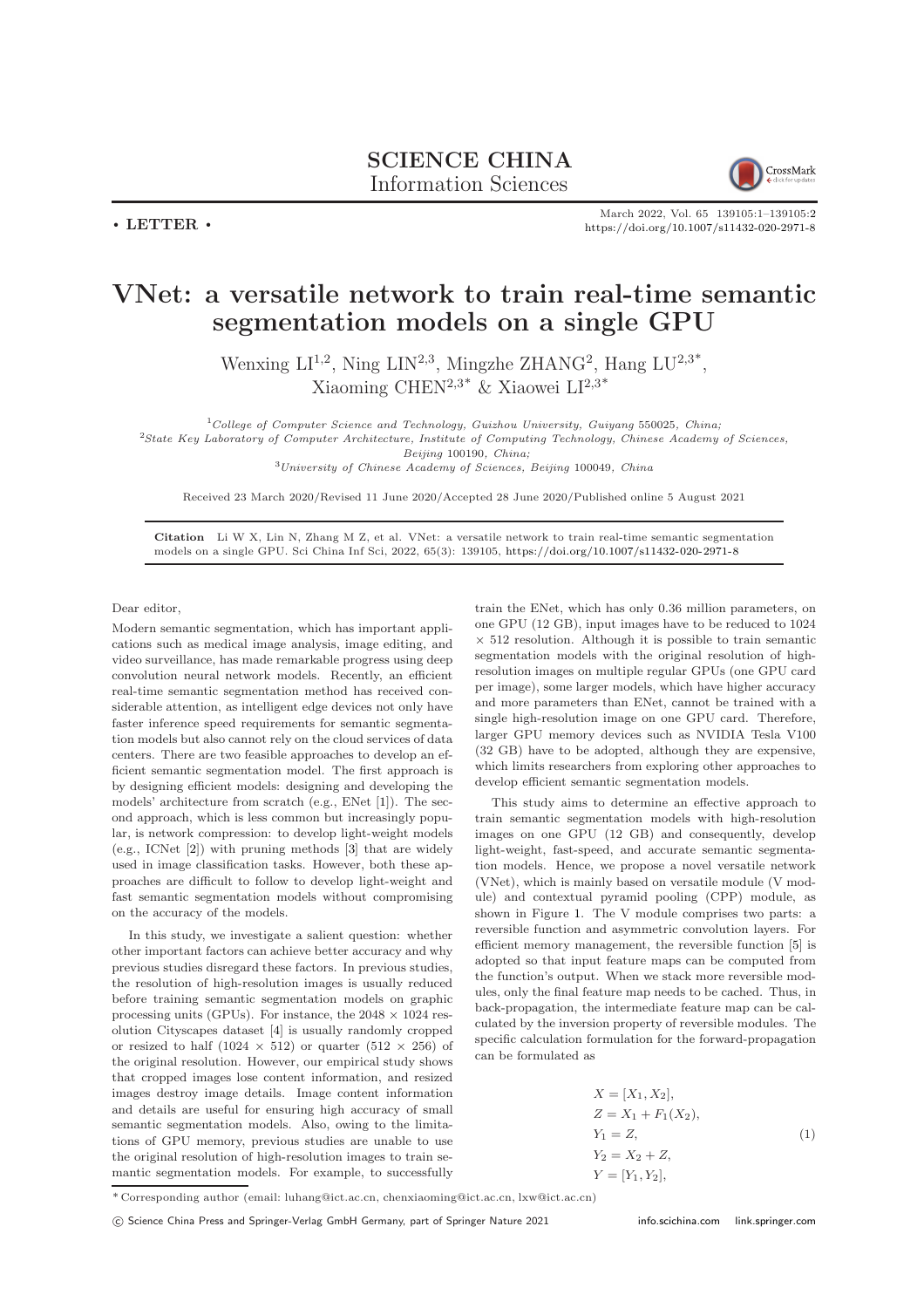**SCIENCE CHINA**
Information Sciences

• **LETTER** •

March 2022, Vol. 65 139105:1–139105:2
https://doi.org/10.1007/s11432-020-2971-8

# VNet: a versatile network to train real-time semantic segmentation models on a single GPU

Wenxing LI[1,2], Ning LIN[2,3], Mingzhe ZHANG[2], Hang LU[2,3*], Xiaoming CHEN[2,3*] & Xiaowei LI[2,3*]

[1]*College of Computer Science and Technology, Guizhou University, Guiyang* 550025*, China;*
[2]*State Key Laboratory of Computer Architecture, Institute of Computing Technology, Chinese Academy of Sciences, Beijing* 100190*, China;*
[3]*University of Chinese Academy of Sciences, Beijing* 100049*, China*

Received 23 March 2020/Revised 11 June 2020/Accepted 28 June 2020/Published online 5 August 2021

**Citation** Li W X, Lin N, Zhang M Z, et al. VNet: a versatile network to train real-time semantic segmentation models on a single GPU. Sci China Inf Sci, 2022, 65(3): 139105, https://doi.org/10.1007/s11432-020-2971-8

Dear editor,

Modern semantic segmentation, which has important applications such as medical image analysis, image editing, and video surveillance, has made remarkable progress using deep convolution neural network models. Recently, an efficient real-time semantic segmentation method has received considerable attention, as intelligent edge devices not only have faster inference speed requirements for semantic segmentation models but also cannot rely on the cloud services of data centers. There are two feasible approaches to develop an efficient semantic segmentation model. The first approach is by designing efficient models: designing and developing the models' architecture from scratch (e.g., ENet [1]). The second approach, which is less common but increasingly popular, is network compression: to develop light-weight models (e.g., ICNet [2]) with pruning methods [3] that are widely used in image classification tasks. However, both these approaches are difficult to follow to develop light-weight and fast semantic segmentation models without compromising on the accuracy of the models.

In this study, we investigate a salient question: whether other important factors can achieve better accuracy and why previous studies disregard these factors. In previous studies, the resolution of high-resolution images is usually reduced before training semantic segmentation models on graphic processing units (GPUs). For instance, the $2048 \times 1024$ resolution Cityscapes dataset [4] is usually randomly cropped or resized to half ($1024 \times 512$) or quarter ($512 \times 256$) of the original resolution. However, our empirical study shows that cropped images lose content information, and resized images destroy image details. Image content information and details are useful for ensuring high accuracy of small semantic segmentation models. Also, owing to the limitations of GPU memory, previous studies are unable to use the original resolution of high-resolution images to train semantic segmentation models. For example, to successfully train the ENet, which has only 0.36 million parameters, on one GPU (12 GB), input images have to be reduced to $1024 \times 512$ resolution. Although it is possible to train semantic segmentation models with the original resolution of high-resolution images on multiple regular GPUs (one GPU card per image), some larger models, which have higher accuracy and more parameters than ENet, cannot be trained with a single high-resolution image on one GPU card. Therefore, larger GPU memory devices such as NVIDIA Tesla V100 (32 GB) have to be adopted, although they are expensive, which limits researchers from exploring other approaches to develop efficient semantic segmentation models.

This study aims to determine an effective approach to train semantic segmentation models with high-resolution images on one GPU (12 GB) and consequently, develop light-weight, fast-speed, and accurate semantic segmentation models. Hence, we propose a novel versatile network (VNet), which is mainly based on versatile module (V module) and contextual pyramid pooling (CPP) module, as shown in Figure 1. The V module comprises two parts: a reversible function and asymmetric convolution layers. For efficient memory management, the reversible function [5] is adopted so that input feature maps can be computed from the function's output. When we stack more reversible modules, only the final feature map needs to be cached. Thus, in back-propagation, the intermediate feature map can be calculated by the inversion property of reversible modules. The specific calculation formulation for the forward-propagation can be formulated as

$$
\begin{aligned}
X &= [X_1, X_2], \\
Z &= X_1 + F_1(X_2), \\
Y_1 &= Z, \\
Y_2 &= X_2 + Z, \\
Y &= [Y_1, Y_2],
\end{aligned}
\tag{1}
$$

\* Corresponding author (email: luhang@ict.ac.cn, chenxiaoming@ict.ac.cn, lxw@ict.ac.cn)

© Science China Press and Springer-Verlag GmbH Germany, part of Springer Nature 2021 info.scichina.com link.springer.com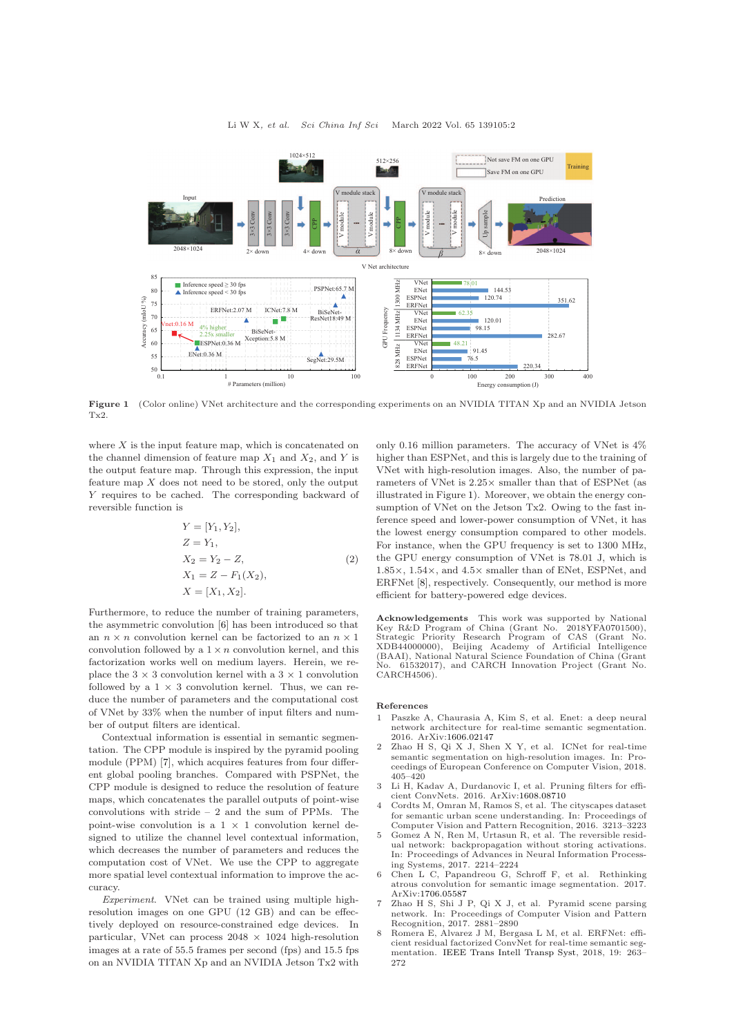Input

2048×1024

3×3 Conv

3×3 Conv

3×3 Conv

2× down

1024×512

4× down

CPP

V module stack

V module

V module

$\alpha$

512×256

CPP

8× down

V module stack

V module

V module

$\beta$

Up sample

8× down

Prediction

2048×1024

Not save FM on one GPU

Save FM on one GPU

Training

V Net architecture

Inference speed ≥ 30 fps

Inference speed < 30 fps

Accuracy (mIoU %)

# Parameters (million)

VNet:0.16 M

4% higher

2.25x smaller

ESPNet:0.36 M

ENet:0.36 M

ERFNet:2.07 M

ICNet:7.8 M

BiSeNet-Xception:5.8 M

BiSeNet-ResNet18:49 M

PSPNet:65.7 M

SegNet:29.5M

GPU Frequency

Energy consumption (J)

1300 MHz: VNet 78.01, ENet 144.53, ESPNet 120.74, ERFNet 351.62

1134 MHz: VNet 62.35, ENet 120.01, ESPNet 98.15, ERFNet 282.67

828 MHz: VNet 48.21, ENet 91.45, ESPNet 76.5, ERFNet 220.34

**Figure 1** (Color online) VNet architecture and the corresponding experiments on an NVIDIA TITAN Xp and an NVIDIA Jetson Tx2.

where $X$ is the input feature map, which is concatenated on the channel dimension of feature map $X_1$ and $X_2$, and $Y$ is the output feature map. Through this expression, the input feature map $X$ does not need to be stored, only the output $Y$ requires to be cached. The corresponding backward of reversible function is

$$
\begin{aligned}
Y &= [Y_1, Y_2], \\
Z &= Y_1, \\
X_2 &= Y_2 - Z, \\
X_1 &= Z - F_1(X_2), \\
X &= [X_1, X_2].
\end{aligned}
\tag{2}
$$

Furthermore, to reduce the number of training parameters, the asymmetric convolution [6] has been introduced so that an $n \times n$ convolution kernel can be factorized to an $n \times 1$ convolution followed by a $1 \times n$ convolution kernel, and this factorization works well on medium layers. Herein, we replace the $3 \times 3$ convolution kernel with a $3 \times 1$ convolution followed by a $1 \times 3$ convolution kernel. Thus, we can reduce the number of parameters and the computational cost of VNet by 33% when the number of input filters and number of output filters are identical.

Contextual information is essential in semantic segmentation. The CPP module is inspired by the pyramid pooling module (PPM) [7], which acquires features from four different global pooling branches. Compared with PSPNet, the CPP module is designed to reduce the resolution of feature maps, which concatenates the parallel outputs of point-wise convolutions with stride − 2 and the sum of PPMs. The point-wise convolution is a $1 \times 1$ convolution kernel designed to utilize the channel level contextual information, which decreases the number of parameters and reduces the computation cost of VNet. We use the CPP to aggregate more spatial level contextual information to improve the accuracy.

*Experiment.* VNet can be trained using multiple high-resolution images on one GPU (12 GB) and can be effectively deployed on resource-constrained edge devices. In particular, VNet can process $2048 \times 1024$ high-resolution images at a rate of 55.5 frames per second (fps) and 15.5 fps on an NVIDIA TITAN Xp and an NVIDIA Jetson Tx2 with only 0.16 million parameters. The accuracy of VNet is 4% higher than ESPNet, and this is largely due to the training of VNet with high-resolution images. Also, the number of parameters of VNet is 2.25× smaller than that of ESPNet (as illustrated in Figure 1). Moreover, we obtain the energy consumption of VNet on the Jetson Tx2. Owing to the fast inference speed and lower-power consumption of VNet, it has the lowest energy consumption compared to other models. For instance, when the GPU frequency is set to 1300 MHz, the GPU energy consumption of VNet is 78.01 J, which is 1.85×, 1.54×, and 4.5× smaller than of ENet, ESPNet, and ERFNet [8], respectively. Consequently, our method is more efficient for battery-powered edge devices.

**Acknowledgements** This work was supported by National Key R&D Program of China (Grant No. 2018YFA0701500), Strategic Priority Research Program of CAS (Grant No. XDB44000000), Beijing Academy of Artificial Intelligence (BAAI), National Natural Science Foundation of China (Grant No. 61532017), and CARCH Innovation Project (Grant No. CARCH4506).

## References

1. Paszke A, Chaurasia A, Kim S, et al. Enet: a deep neural network architecture for real-time semantic segmentation. 2016. ArXiv:1606.02147
2. Zhao H S, Qi X J, Shen X Y, et al. ICNet for real-time semantic segmentation on high-resolution images. In: Proceedings of European Conference on Computer Vision, 2018. 405–420
3. Li H, Kadav A, Durdanovic I, et al. Pruning filters for efficient ConvNets. 2016. ArXiv:1608.08710
4. Cordts M, Omran M, Ramos S, et al. The cityscapes dataset for semantic urban scene understanding. In: Proceedings of Computer Vision and Pattern Recognition, 2016. 3213–3223
5. Gomez A N, Ren M, Urtasun R, et al. The reversible residual network: backpropagation without storing activations. In: Proceedings of Advances in Neural Information Processing Systems, 2017. 2214–2224
6. Chen L C, Papandreou G, Schroff F, et al. Rethinking atrous convolution for semantic image segmentation. 2017. ArXiv:1706.05587
7. Zhao H S, Shi J P, Qi X J, et al. Pyramid scene parsing network. In: Proceedings of Computer Vision and Pattern Recognition, 2017. 2881–2890
8. Romera E, Alvarez J M, Bergasa L M, et al. ERFNet: efficient residual factorized ConvNet for real-time semantic segmentation. IEEE Trans Intell Transp Syst, 2018, 19: 263–272